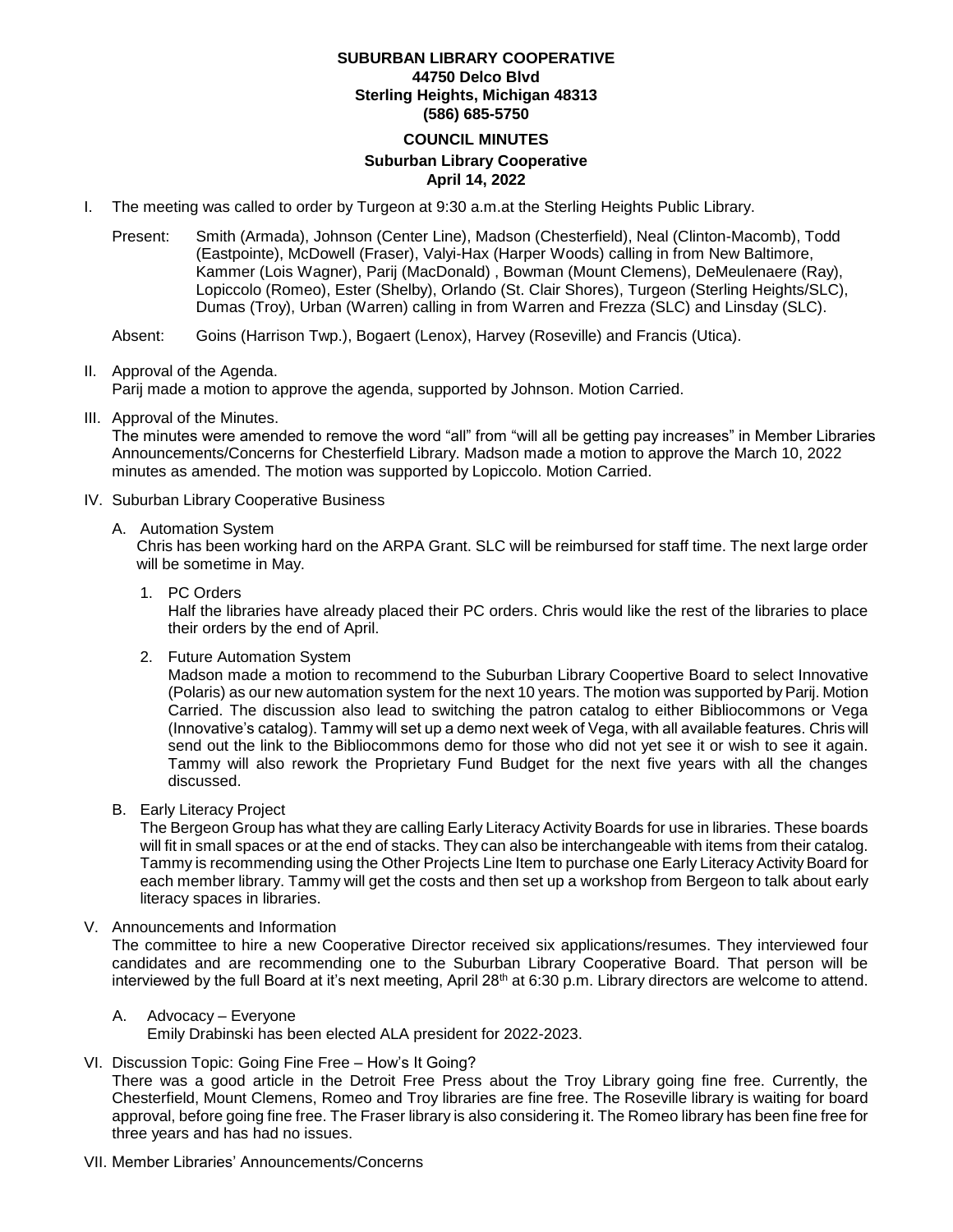**SUBURBAN LIBRARY COOPERATIVE**
**44750 Delco Blvd**
**Sterling Heights, Michigan 48313**
**(586) 685-5750**

**COUNCIL MINUTES**

**Suburban Library Cooperative**
**April 14, 2022**

I. The meeting was called to order by Turgeon at 9:30 a.m.at the Sterling Heights Public Library.

   Present: Smith (Armada), Johnson (Center Line), Madson (Chesterfield), Neal (Clinton-Macomb), Todd (Eastpointe), McDowell (Fraser), Valyi-Hax (Harper Woods) calling in from New Baltimore, Kammer (Lois Wagner), Parij (MacDonald) , Bowman (Mount Clemens), DeMeulenaere (Ray), Lopiccolo (Romeo), Ester (Shelby), Orlando (St. Clair Shores), Turgeon (Sterling Heights/SLC), Dumas (Troy), Urban (Warren) calling in from Warren and Frezza (SLC) and Linsday (SLC).

   Absent: Goins (Harrison Twp.), Bogaert (Lenox), Harvey (Roseville) and Francis (Utica).

II. Approval of the Agenda.
Parij made a motion to approve the agenda, supported by Johnson. Motion Carried.

III. Approval of the Minutes.
The minutes were amended to remove the word "all" from "will all be getting pay increases" in Member Libraries Announcements/Concerns for Chesterfield Library. Madson made a motion to approve the March 10, 2022 minutes as amended. The motion was supported by Lopiccolo. Motion Carried.

IV. Suburban Library Cooperative Business

   A. Automation System
   Chris has been working hard on the ARPA Grant. SLC will be reimbursed for staff time. The next large order will be sometime in May.

      1. PC Orders
      Half the libraries have already placed their PC orders. Chris would like the rest of the libraries to place their orders by the end of April.

      2. Future Automation System
      Madson made a motion to recommend to the Suburban Library Coopertive Board to select Innovative (Polaris) as our new automation system for the next 10 years. The motion was supported by Parij. Motion Carried. The discussion also lead to switching the patron catalog to either Bibliocommons or Vega (Innovative's catalog). Tammy will set up a demo next week of Vega, with all available features. Chris will send out the link to the Bibliocommons demo for those who did not yet see it or wish to see it again. Tammy will also rework the Proprietary Fund Budget for the next five years with all the changes discussed.

   B. Early Literacy Project
   The Bergeon Group has what they are calling Early Literacy Activity Boards for use in libraries. These boards will fit in small spaces or at the end of stacks. They can also be interchangeable with items from their catalog. Tammy is recommending using the Other Projects Line Item to purchase one Early Literacy Activity Board for each member library. Tammy will get the costs and then set up a workshop from Bergeon to talk about early literacy spaces in libraries.

V. Announcements and Information
The committee to hire a new Cooperative Director received six applications/resumes. They interviewed four candidates and are recommending one to the Suburban Library Cooperative Board. That person will be interviewed by the full Board at it's next meeting, April 28th at 6:30 p.m. Library directors are welcome to attend.

   A. Advocacy – Everyone
   Emily Drabinski has been elected ALA president for 2022-2023.

VI. Discussion Topic: Going Fine Free – How's It Going?
There was a good article in the Detroit Free Press about the Troy Library going fine free. Currently, the Chesterfield, Mount Clemens, Romeo and Troy libraries are fine free. The Roseville library is waiting for board approval, before going fine free. The Fraser library is also considering it. The Romeo library has been fine free for three years and has had no issues.

VII. Member Libraries' Announcements/Concerns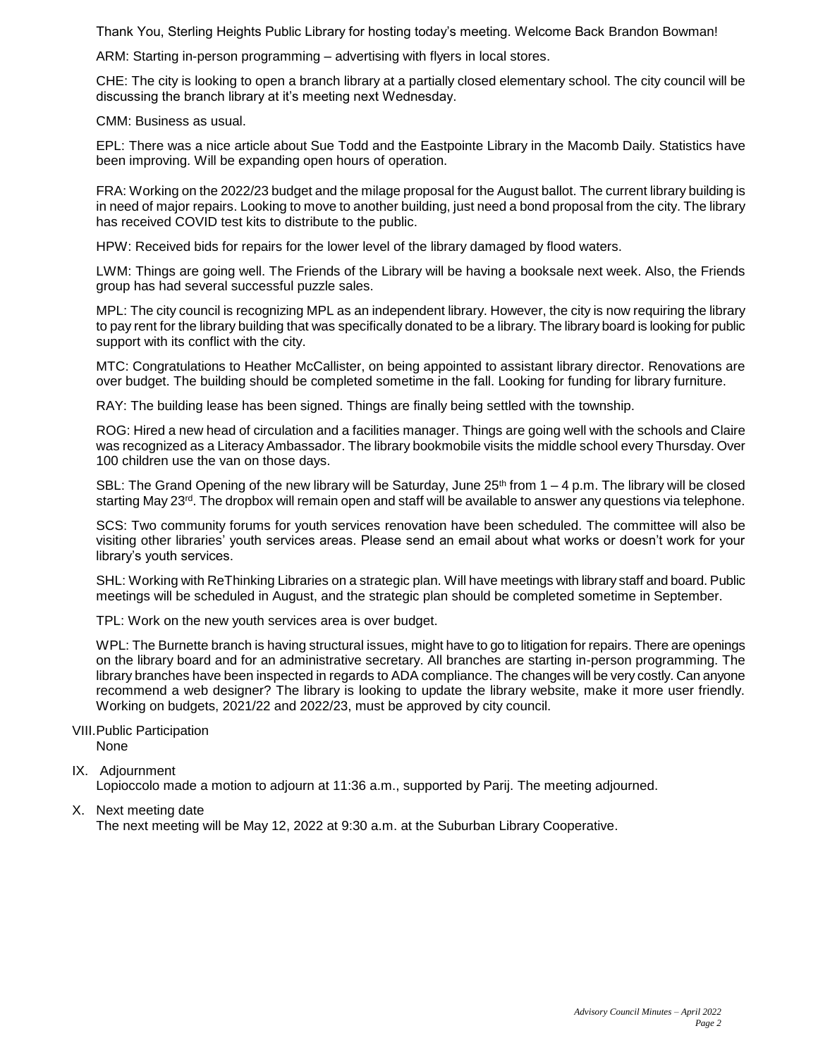Thank You, Sterling Heights Public Library for hosting today's meeting. Welcome Back Brandon Bowman!

ARM: Starting in-person programming – advertising with flyers in local stores.

CHE: The city is looking to open a branch library at a partially closed elementary school. The city council will be discussing the branch library at it's meeting next Wednesday.

CMM: Business as usual.

EPL: There was a nice article about Sue Todd and the Eastpointe Library in the Macomb Daily. Statistics have been improving. Will be expanding open hours of operation.

FRA: Working on the 2022/23 budget and the milage proposal for the August ballot. The current library building is in need of major repairs. Looking to move to another building, just need a bond proposal from the city. The library has received COVID test kits to distribute to the public.

HPW: Received bids for repairs for the lower level of the library damaged by flood waters.

LWM: Things are going well. The Friends of the Library will be having a booksale next week. Also, the Friends group has had several successful puzzle sales.

MPL: The city council is recognizing MPL as an independent library. However, the city is now requiring the library to pay rent for the library building that was specifically donated to be a library. The library board is looking for public support with its conflict with the city.

MTC: Congratulations to Heather McCallister, on being appointed to assistant library director. Renovations are over budget. The building should be completed sometime in the fall. Looking for funding for library furniture.

RAY: The building lease has been signed. Things are finally being settled with the township.

ROG: Hired a new head of circulation and a facilities manager. Things are going well with the schools and Claire was recognized as a Literacy Ambassador. The library bookmobile visits the middle school every Thursday. Over 100 children use the van on those days.

SBL: The Grand Opening of the new library will be Saturday, June 25th from 1 – 4 p.m. The library will be closed starting May 23rd. The dropbox will remain open and staff will be available to answer any questions via telephone.

SCS: Two community forums for youth services renovation have been scheduled. The committee will also be visiting other libraries' youth services areas. Please send an email about what works or doesn't work for your library's youth services.

SHL: Working with ReThinking Libraries on a strategic plan. Will have meetings with library staff and board. Public meetings will be scheduled in August, and the strategic plan should be completed sometime in September.

TPL: Work on the new youth services area is over budget.

WPL: The Burnette branch is having structural issues, might have to go to litigation for repairs. There are openings on the library board and for an administrative secretary. All branches are starting in-person programming. The library branches have been inspected in regards to ADA compliance. The changes will be very costly. Can anyone recommend a web designer? The library is looking to update the library website, make it more user friendly. Working on budgets, 2021/22 and 2022/23, must be approved by city council.

VIII. Public Participation
None

IX. Adjournment
Lopioccolo made a motion to adjourn at 11:36 a.m., supported by Parij. The meeting adjourned.

X. Next meeting date
The next meeting will be May 12, 2022 at 9:30 a.m. at the Suburban Library Cooperative.